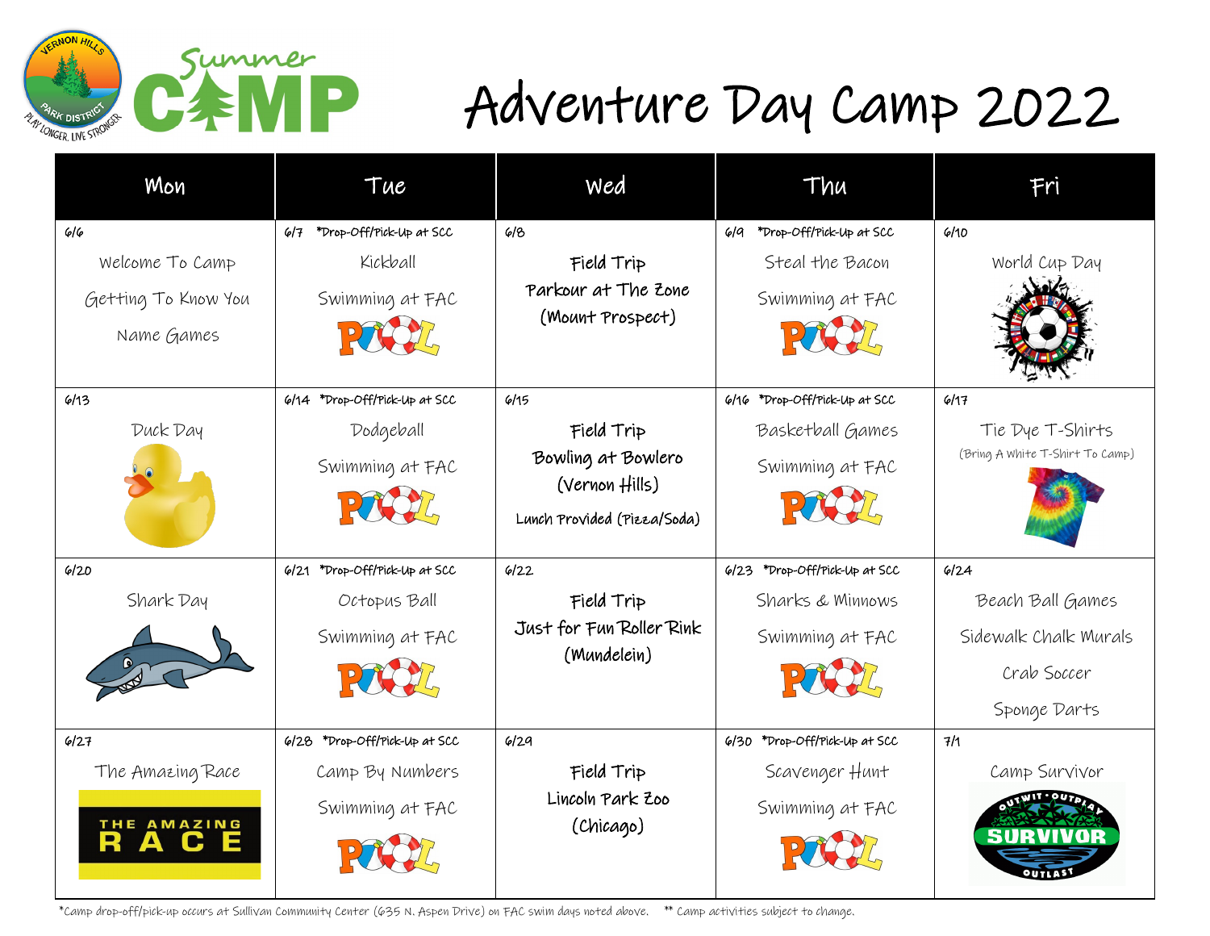# Adventure Day Camp 2022

| Mon | Tue | Wed | Thu | Fri |
|---|---|---|---|---|
| 6/6<br>Welcome To Camp<br>Getting To Know You<br>Name Games | 6/7 *Drop-Off/Pick-Up at SCC<br>Kickball<br>Swimming at FAC | 6/8<br>Field Trip<br>Parkour at The Zone<br>(Mount Prospect) | 6/9 *Drop-Off/Pick-Up at SCC<br>Steal the Bacon<br>Swimming at FAC | 6/10<br>World Cup Day |
| 6/13<br>Duck Day | 6/14 *Drop-Off/Pick-Up at SCC<br>Dodgeball<br>Swimming at FAC | 6/15<br>Field Trip<br>Bowling at Bowlero<br>(Vernon Hills)<br>Lunch Provided (Pizza/Soda) | 6/16 *Drop-Off/Pick-Up at SCC<br>Basketball Games<br>Swimming at FAC | 6/17<br>Tie Dye T-Shirts<br>(Bring A White T-Shirt To Camp) |
| 6/20<br>Shark Day | 6/21 *Drop-Off/Pick-Up at SCC<br>Octopus Ball<br>Swimming at FAC | 6/22<br>Field Trip<br>Just for Fun Roller Rink<br>(Mundelein) | 6/23 *Drop-Off/Pick-Up at SCC<br>Sharks & Minnows<br>Swimming at FAC | 6/24<br>Beach Ball Games<br>Sidewalk Chalk Murals<br>Crab Soccer<br>Sponge Darts |
| 6/27<br>The Amazing Race | 6/28 *Drop-Off/Pick-Up at SCC<br>Camp By Numbers<br>Swimming at FAC | 6/29<br>Field Trip<br>Lincoln Park Zoo<br>(Chicago) | 6/30 *Drop-Off/Pick-Up at SCC<br>Scavenger Hunt<br>Swimming at FAC | 7/1<br>Camp Survivor |

*Camp drop-off/pick-up occurs at Sullivan Community Center (635 N. Aspen Drive) on FAC swim days noted above. ** Camp activities subject to change.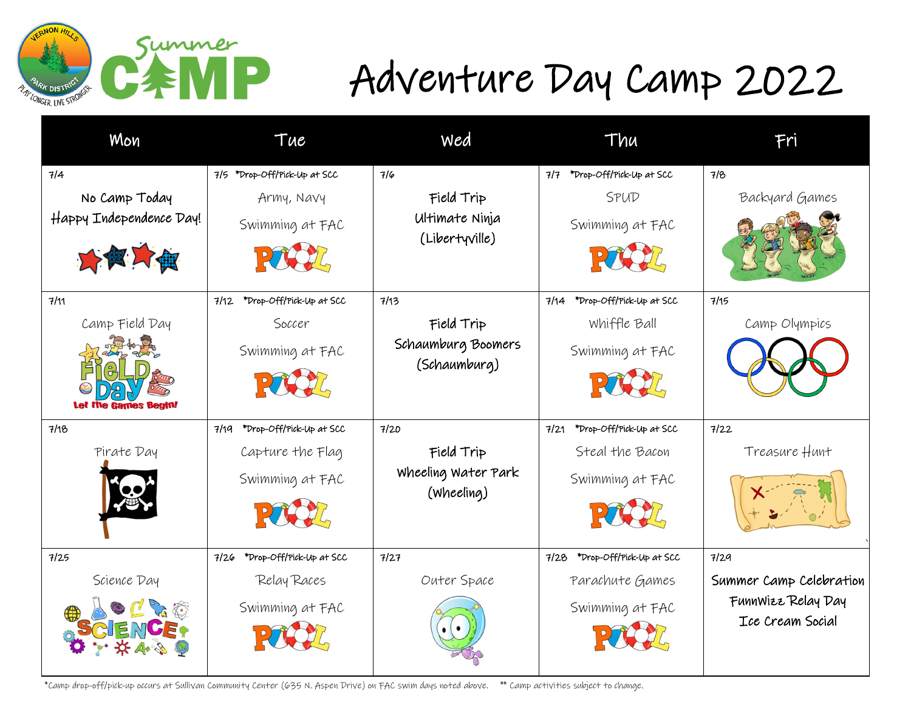# Adventure Day Camp 2022

| Mon | Tue | Wed | Thu | Fri |
| --- | --- | --- | --- | --- |
| 7/4<br>No Camp Today<br>Happy Independence Day! | 7/5 *Drop-Off/Pick-Up at SCC<br>Army, Navy<br>Swimming at FAC | 7/6<br>Field Trip<br>Ultimate Ninja<br>(Libertyville) | 7/7 *Drop-Off/Pick-Up at SCC<br>SPUD<br>Swimming at FAC | 7/8<br>Backyard Games |
| 7/11<br>Camp Field Day | 7/12 *Drop-Off/Pick-Up at SCC<br>Soccer<br>Swimming at FAC | 7/13<br>Field Trip<br>Schaumburg Boomers<br>(Schaumburg) | 7/14 *Drop-Off/Pick-Up at SCC<br>Whiffle Ball<br>Swimming at FAC | 7/15<br>Camp Olympics |
| 7/18<br>Pirate Day | 7/19 *Drop-Off/Pick-Up at SCC<br>Capture the Flag<br>Swimming at FAC | 7/20<br>Field Trip<br>Wheeling Water Park<br>(Wheeling) | 7/21 *Drop-Off/Pick-Up at SCC<br>Steal the Bacon<br>Swimming at FAC | 7/22<br>Treasure Hunt |
| 7/25<br>Science Day | 7/26 *Drop-Off/Pick-Up at SCC<br>Relay Races<br>Swimming at FAC | 7/27<br>Outer Space | 7/28 *Drop-Off/Pick-Up at SCC<br>Parachute Games<br>Swimming at FAC | 7/29<br>Summer Camp Celebration<br>FunnWizz Relay Day<br>Ice Cream Social |

*Camp drop-off/pick-up occurs at Sullivan Community Center (635 N. Aspen Drive) on FAC swim days noted above. ** Camp activities subject to change.